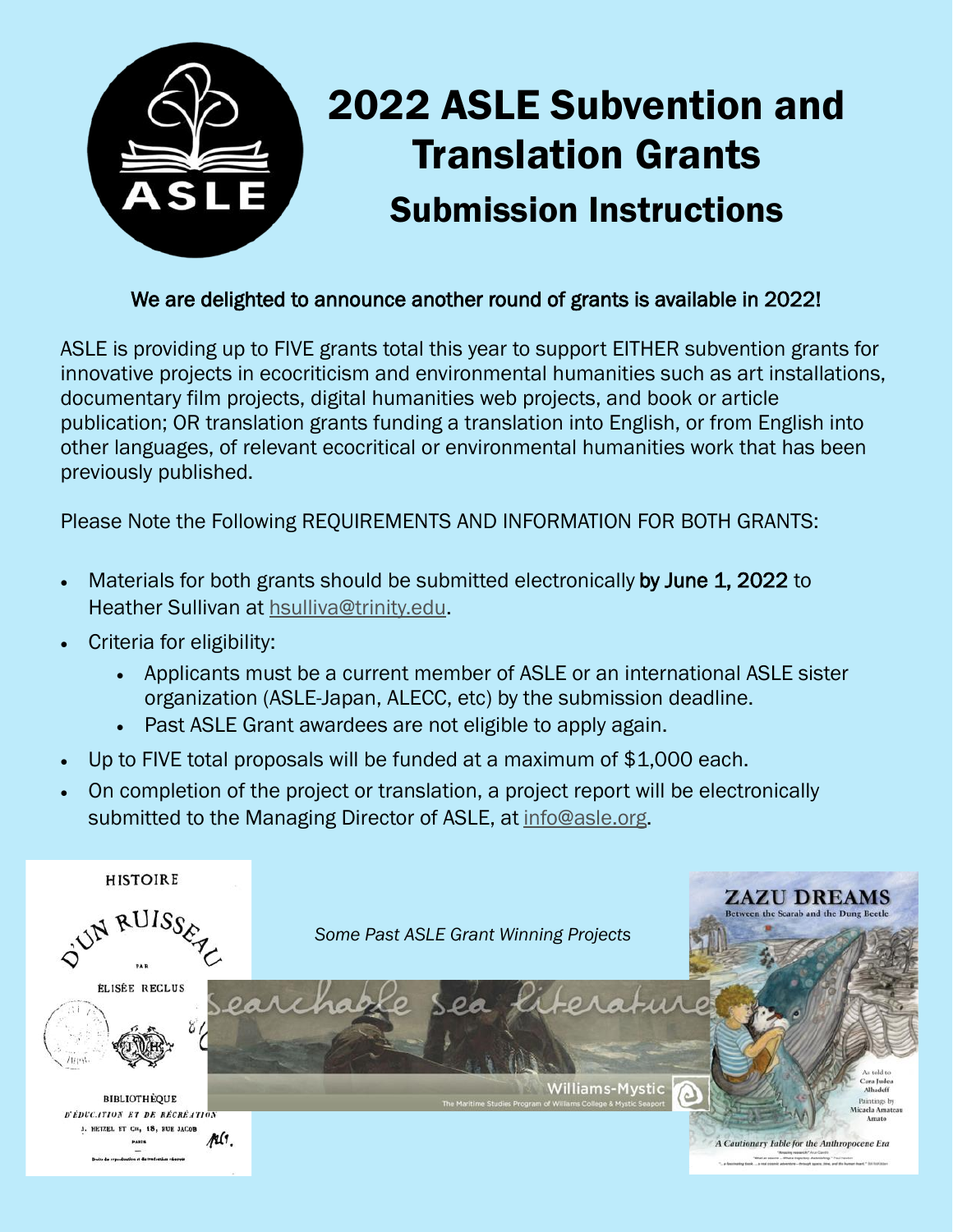# 2022 ASLE Subvention and Translation Grants

## Submission Instructions

We are delighted to announce another round of grants is available in 2022!

ASLE is providing up to FIVE grants total this year to support EITHER subvention grants for innovative projects in ecocriticism and environmental humanities such as art installations, documentary film projects, digital humanities web projects, and book or article publication; OR translation grants funding a translation into English, or from English into other languages, of relevant ecocritical or environmental humanities work that has been previously published.

Please Note the Following REQUIREMENTS AND INFORMATION FOR BOTH GRANTS:

- Materials for both grants should be submitted electronically **by June 1, 2022** to Heather Sullivan at hsulliva@trinity.edu.
- Criteria for eligibility:
  - Applicants must be a current member of ASLE or an international ASLE sister organization (ASLE-Japan, ALECC, etc) by the submission deadline.
  - Past ASLE Grant awardees are not eligible to apply again.
- Up to FIVE total proposals will be funded at a maximum of $1,000 each.
- On completion of the project or translation, a project report will be electronically submitted to the Managing Director of ASLE, at info@asle.org.

*Some Past ASLE Grant Winning Projects*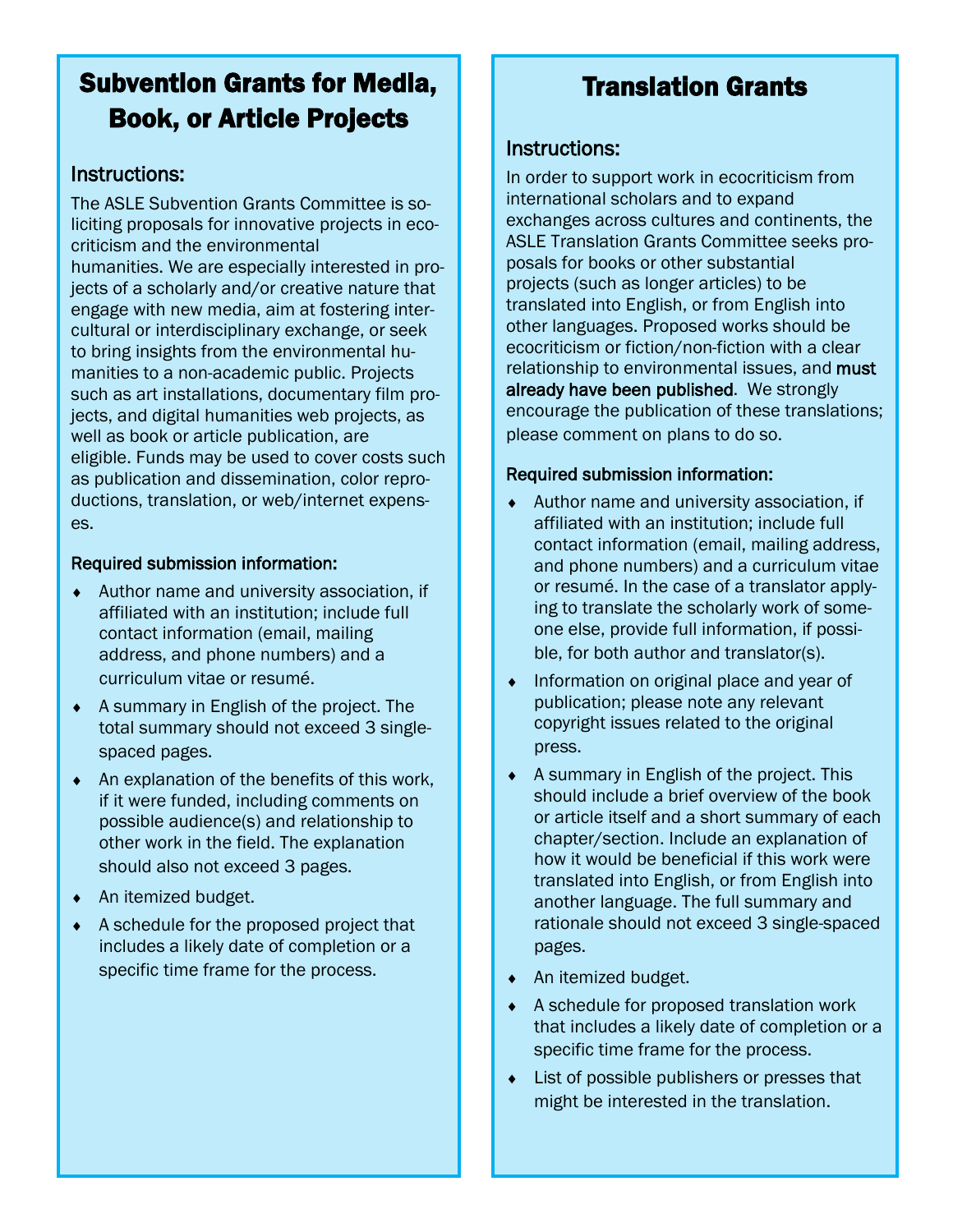## Subvention Grants for Media, Book, or Article Projects

### Instructions:

The ASLE Subvention Grants Committee is soliciting proposals for innovative projects in ecocriticism and the environmental humanities. We are especially interested in projects of a scholarly and/or creative nature that engage with new media, aim at fostering intercultural or interdisciplinary exchange, or seek to bring insights from the environmental humanities to a non-academic public. Projects such as art installations, documentary film projects, and digital humanities web projects, as well as book or article publication, are eligible. Funds may be used to cover costs such as publication and dissemination, color reproductions, translation, or web/internet expenses.

**Required submission information:**

- Author name and university association, if affiliated with an institution; include full contact information (email, mailing address, and phone numbers) and a curriculum vitae or resumé.
- A summary in English of the project. The total summary should not exceed 3 single-spaced pages.
- An explanation of the benefits of this work, if it were funded, including comments on possible audience(s) and relationship to other work in the field. The explanation should also not exceed 3 pages.
- An itemized budget.
- A schedule for the proposed project that includes a likely date of completion or a specific time frame for the process.

## Translation Grants

### Instructions:

In order to support work in ecocriticism from international scholars and to expand exchanges across cultures and continents, the ASLE Translation Grants Committee seeks proposals for books or other substantial projects (such as longer articles) to be translated into English, or from English into other languages. Proposed works should be ecocriticism or fiction/non-fiction with a clear relationship to environmental issues, and **must already have been published**. We strongly encourage the publication of these translations; please comment on plans to do so.

**Required submission information:**

- Author name and university association, if affiliated with an institution; include full contact information (email, mailing address, and phone numbers) and a curriculum vitae or resumé. In the case of a translator applying to translate the scholarly work of someone else, provide full information, if possible, for both author and translator(s).
- Information on original place and year of publication; please note any relevant copyright issues related to the original press.
- A summary in English of the project. This should include a brief overview of the book or article itself and a short summary of each chapter/section. Include an explanation of how it would be beneficial if this work were translated into English, or from English into another language. The full summary and rationale should not exceed 3 single-spaced pages.
- An itemized budget.
- A schedule for proposed translation work that includes a likely date of completion or a specific time frame for the process.
- List of possible publishers or presses that might be interested in the translation.